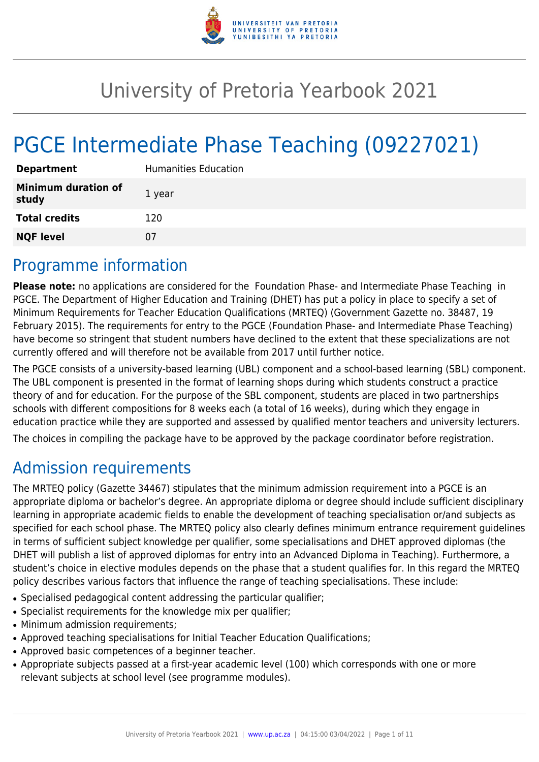# University of Pretoria Yearbook 2021

# PGCE Intermediate Phase Teaching (09227021)

| | |
|---|---|
| **Department** | Humanities Education |
| **Minimum duration of study** | 1 year |
| **Total credits** | 120 |
| **NQF level** | 07 |

## Programme information

**Please note:** no applications are considered for the Foundation Phase- and Intermediate Phase Teaching in PGCE. The Department of Higher Education and Training (DHET) has put a policy in place to specify a set of Minimum Requirements for Teacher Education Qualifications (MRTEQ) (Government Gazette no. 38487, 19 February 2015). The requirements for entry to the PGCE (Foundation Phase- and Intermediate Phase Teaching) have become so stringent that student numbers have declined to the extent that these specializations are not currently offered and will therefore not be available from 2017 until further notice.

The PGCE consists of a university-based learning (UBL) component and a school-based learning (SBL) component. The UBL component is presented in the format of learning shops during which students construct a practice theory of and for education. For the purpose of the SBL component, students are placed in two partnerships schools with different compositions for 8 weeks each (a total of 16 weeks), during which they engage in education practice while they are supported and assessed by qualified mentor teachers and university lecturers.

The choices in compiling the package have to be approved by the package coordinator before registration.

## Admission requirements

The MRTEQ policy (Gazette 34467) stipulates that the minimum admission requirement into a PGCE is an appropriate diploma or bachelor's degree. An appropriate diploma or degree should include sufficient disciplinary learning in appropriate academic fields to enable the development of teaching specialisation or/and subjects as specified for each school phase. The MRTEQ policy also clearly defines minimum entrance requirement guidelines in terms of sufficient subject knowledge per qualifier, some specialisations and DHET approved diplomas (the DHET will publish a list of approved diplomas for entry into an Advanced Diploma in Teaching). Furthermore, a student's choice in elective modules depends on the phase that a student qualifies for. In this regard the MRTEQ policy describes various factors that influence the range of teaching specialisations. These include:

- Specialised pedagogical content addressing the particular qualifier;
- Specialist requirements for the knowledge mix per qualifier;
- Minimum admission requirements;
- Approved teaching specialisations for Initial Teacher Education Qualifications;
- Approved basic competences of a beginner teacher.
- Appropriate subjects passed at a first-year academic level (100) which corresponds with one or more relevant subjects at school level (see programme modules).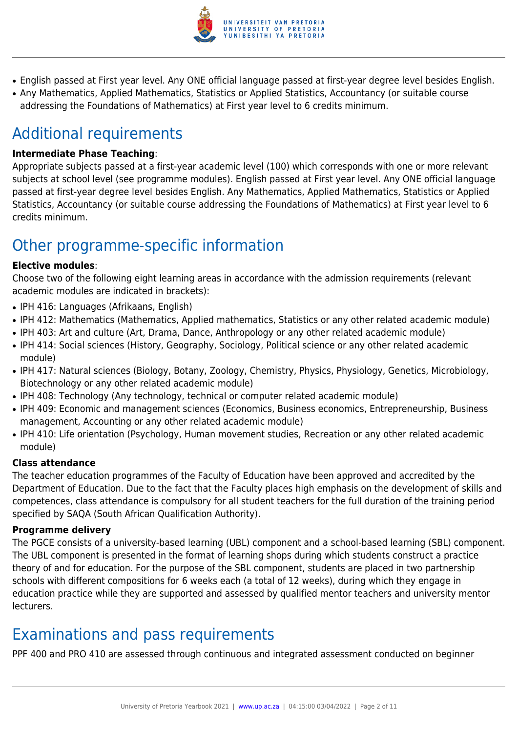- English passed at First year level. Any ONE official language passed at first-year degree level besides English.
- Any Mathematics, Applied Mathematics, Statistics or Applied Statistics, Accountancy (or suitable course addressing the Foundations of Mathematics) at First year level to 6 credits minimum.

# Additional requirements

**Intermediate Phase Teaching**:
Appropriate subjects passed at a first-year academic level (100) which corresponds with one or more relevant subjects at school level (see programme modules). English passed at First year level. Any ONE official language passed at first-year degree level besides English. Any Mathematics, Applied Mathematics, Statistics or Applied Statistics, Accountancy (or suitable course addressing the Foundations of Mathematics) at First year level to 6 credits minimum.

# Other programme-specific information

**Elective modules**:
Choose two of the following eight learning areas in accordance with the admission requirements (relevant academic modules are indicated in brackets):

- IPH 416: Languages (Afrikaans, English)
- IPH 412: Mathematics (Mathematics, Applied mathematics, Statistics or any other related academic module)
- IPH 403: Art and culture (Art, Drama, Dance, Anthropology or any other related academic module)
- IPH 414: Social sciences (History, Geography, Sociology, Political science or any other related academic module)
- IPH 417: Natural sciences (Biology, Botany, Zoology, Chemistry, Physics, Physiology, Genetics, Microbiology, Biotechnology or any other related academic module)
- IPH 408: Technology (Any technology, technical or computer related academic module)
- IPH 409: Economic and management sciences (Economics, Business economics, Entrepreneurship, Business management, Accounting or any other related academic module)
- IPH 410: Life orientation (Psychology, Human movement studies, Recreation or any other related academic module)

**Class attendance**
The teacher education programmes of the Faculty of Education have been approved and accredited by the Department of Education. Due to the fact that the Faculty places high emphasis on the development of skills and competences, class attendance is compulsory for all student teachers for the full duration of the training period specified by SAQA (South African Qualification Authority).

**Programme delivery**
The PGCE consists of a university-based learning (UBL) component and a school-based learning (SBL) component. The UBL component is presented in the format of learning shops during which students construct a practice theory of and for education. For the purpose of the SBL component, students are placed in two partnership schools with different compositions for 6 weeks each (a total of 12 weeks), during which they engage in education practice while they are supported and assessed by qualified mentor teachers and university mentor lecturers.

# Examinations and pass requirements

PPF 400 and PRO 410 are assessed through continuous and integrated assessment conducted on beginner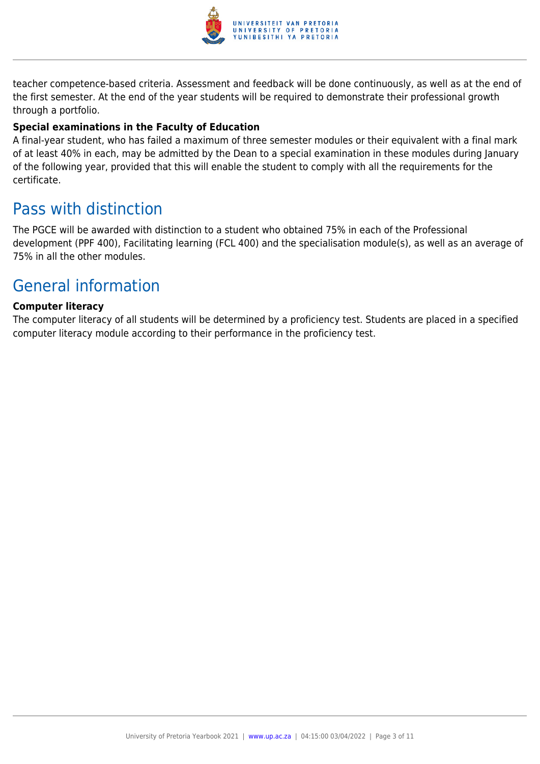teacher competence-based criteria. Assessment and feedback will be done continuously, as well as at the end of the first semester. At the end of the year students will be required to demonstrate their professional growth through a portfolio.

**Special examinations in the Faculty of Education**

A final-year student, who has failed a maximum of three semester modules or their equivalent with a final mark of at least 40% in each, may be admitted by the Dean to a special examination in these modules during January of the following year, provided that this will enable the student to comply with all the requirements for the certificate.

## Pass with distinction

The PGCE will be awarded with distinction to a student who obtained 75% in each of the Professional development (PPF 400), Facilitating learning (FCL 400) and the specialisation module(s), as well as an average of 75% in all the other modules.

## General information

**Computer literacy**

The computer literacy of all students will be determined by a proficiency test. Students are placed in a specified computer literacy module according to their performance in the proficiency test.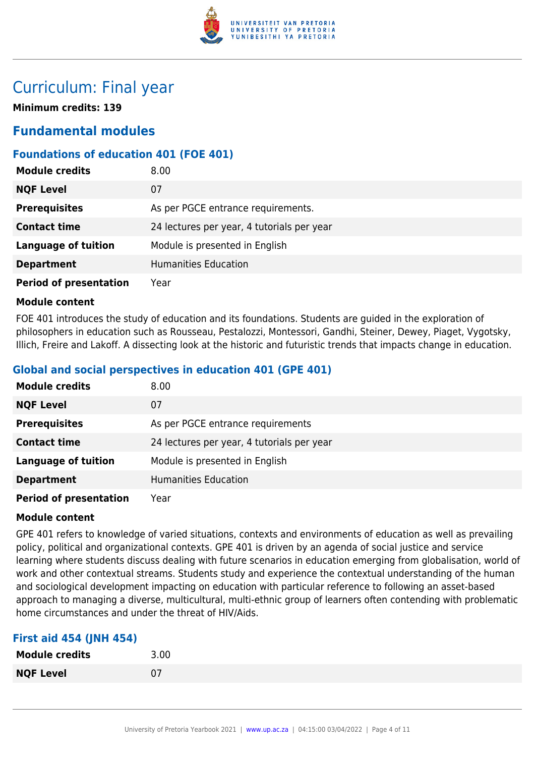# Curriculum: Final year

**Minimum credits: 139**

## Fundamental modules

### Foundations of education 401 (FOE 401)

| | |
|---|---|
| **Module credits** | 8.00 |
| **NQF Level** | 07 |
| **Prerequisites** | As per PGCE entrance requirements. |
| **Contact time** | 24 lectures per year, 4 tutorials per year |
| **Language of tuition** | Module is presented in English |
| **Department** | Humanities Education |
| **Period of presentation** | Year |

**Module content**

FOE 401 introduces the study of education and its foundations. Students are guided in the exploration of philosophers in education such as Rousseau, Pestalozzi, Montessori, Gandhi, Steiner, Dewey, Piaget, Vygotsky, Illich, Freire and Lakoff. A dissecting look at the historic and futuristic trends that impacts change in education.

### Global and social perspectives in education 401 (GPE 401)

| | |
|---|---|
| **Module credits** | 8.00 |
| **NQF Level** | 07 |
| **Prerequisites** | As per PGCE entrance requirements |
| **Contact time** | 24 lectures per year, 4 tutorials per year |
| **Language of tuition** | Module is presented in English |
| **Department** | Humanities Education |
| **Period of presentation** | Year |

**Module content**

GPE 401 refers to knowledge of varied situations, contexts and environments of education as well as prevailing policy, political and organizational contexts. GPE 401 is driven by an agenda of social justice and service learning where students discuss dealing with future scenarios in education emerging from globalisation, world of work and other contextual streams. Students study and experience the contextual understanding of the human and sociological development impacting on education with particular reference to following an asset-based approach to managing a diverse, multicultural, multi-ethnic group of learners often contending with problematic home circumstances and under the threat of HIV/Aids.

### First aid 454 (JNH 454)

| | |
|---|---|
| **Module credits** | 3.00 |
| **NQF Level** | 07 |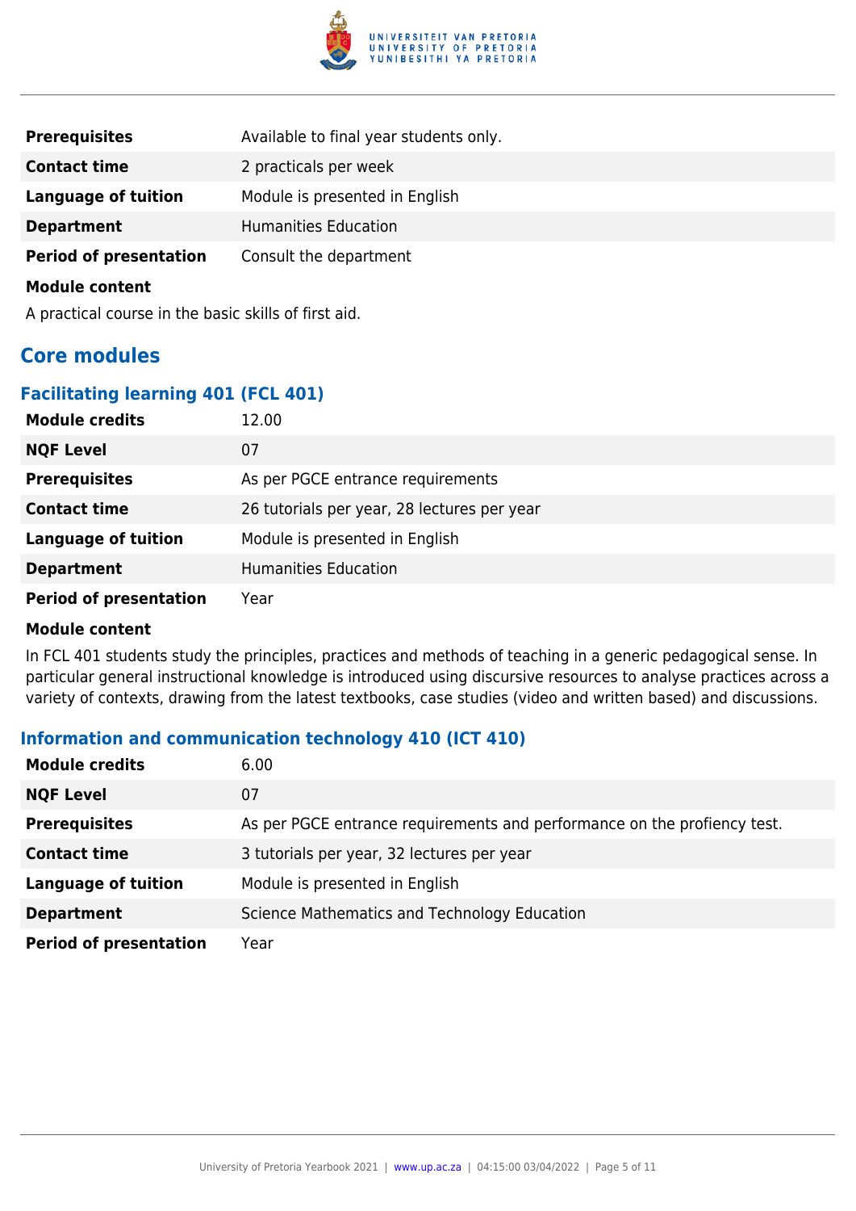| | |
|---|---|
| **Prerequisites** | Available to final year students only. |
| **Contact time** | 2 practicals per week |
| **Language of tuition** | Module is presented in English |
| **Department** | Humanities Education |
| **Period of presentation** | Consult the department |

**Module content**

A practical course in the basic skills of first aid.

## Core modules

### Facilitating learning 401 (FCL 401)

| | |
|---|---|
| **Module credits** | 12.00 |
| **NQF Level** | 07 |
| **Prerequisites** | As per PGCE entrance requirements |
| **Contact time** | 26 tutorials per year, 28 lectures per year |
| **Language of tuition** | Module is presented in English |
| **Department** | Humanities Education |
| **Period of presentation** | Year |

**Module content**

In FCL 401 students study the principles, practices and methods of teaching in a generic pedagogical sense. In particular general instructional knowledge is introduced using discursive resources to analyse practices across a variety of contexts, drawing from the latest textbooks, case studies (video and written based) and discussions.

### Information and communication technology 410 (ICT 410)

| | |
|---|---|
| **Module credits** | 6.00 |
| **NQF Level** | 07 |
| **Prerequisites** | As per PGCE entrance requirements and performance on the profiency test. |
| **Contact time** | 3 tutorials per year, 32 lectures per year |
| **Language of tuition** | Module is presented in English |
| **Department** | Science Mathematics and Technology Education |
| **Period of presentation** | Year |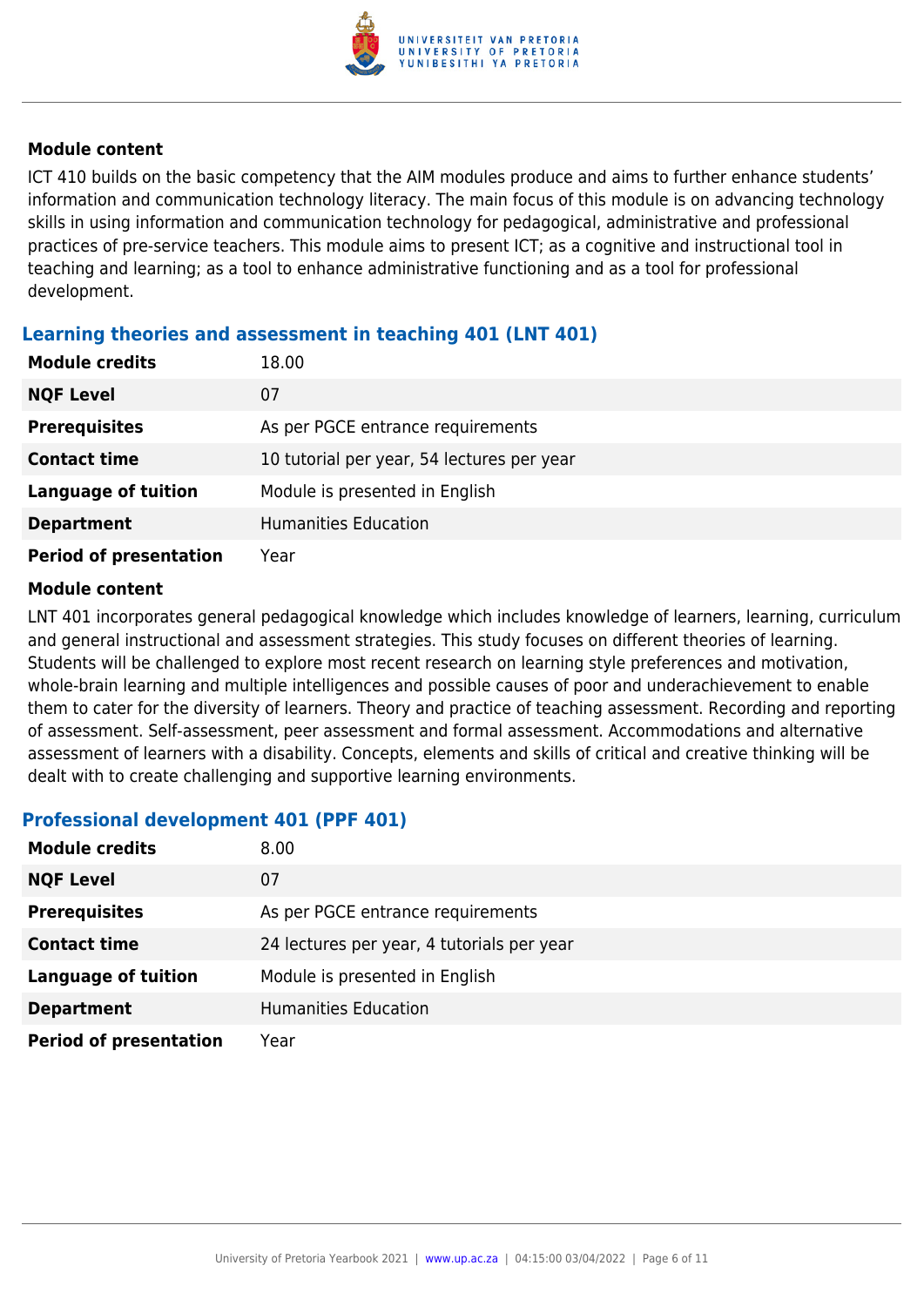### Module content

ICT 410 builds on the basic competency that the AIM modules produce and aims to further enhance students' information and communication technology literacy. The main focus of this module is on advancing technology skills in using information and communication technology for pedagogical, administrative and professional practices of pre-service teachers. This module aims to present ICT; as a cognitive and instructional tool in teaching and learning; as a tool to enhance administrative functioning and as a tool for professional development.

## Learning theories and assessment in teaching 401 (LNT 401)

| | |
|---|---|
| **Module credits** | 18.00 |
| **NQF Level** | 07 |
| **Prerequisites** | As per PGCE entrance requirements |
| **Contact time** | 10 tutorial per year, 54 lectures per year |
| **Language of tuition** | Module is presented in English |
| **Department** | Humanities Education |
| **Period of presentation** | Year |

### Module content

LNT 401 incorporates general pedagogical knowledge which includes knowledge of learners, learning, curriculum and general instructional and assessment strategies. This study focuses on different theories of learning. Students will be challenged to explore most recent research on learning style preferences and motivation, whole-brain learning and multiple intelligences and possible causes of poor and underachievement to enable them to cater for the diversity of learners. Theory and practice of teaching assessment. Recording and reporting of assessment. Self-assessment, peer assessment and formal assessment. Accommodations and alternative assessment of learners with a disability. Concepts, elements and skills of critical and creative thinking will be dealt with to create challenging and supportive learning environments.

## Professional development 401 (PPF 401)

| | |
|---|---|
| **Module credits** | 8.00 |
| **NQF Level** | 07 |
| **Prerequisites** | As per PGCE entrance requirements |
| **Contact time** | 24 lectures per year, 4 tutorials per year |
| **Language of tuition** | Module is presented in English |
| **Department** | Humanities Education |
| **Period of presentation** | Year |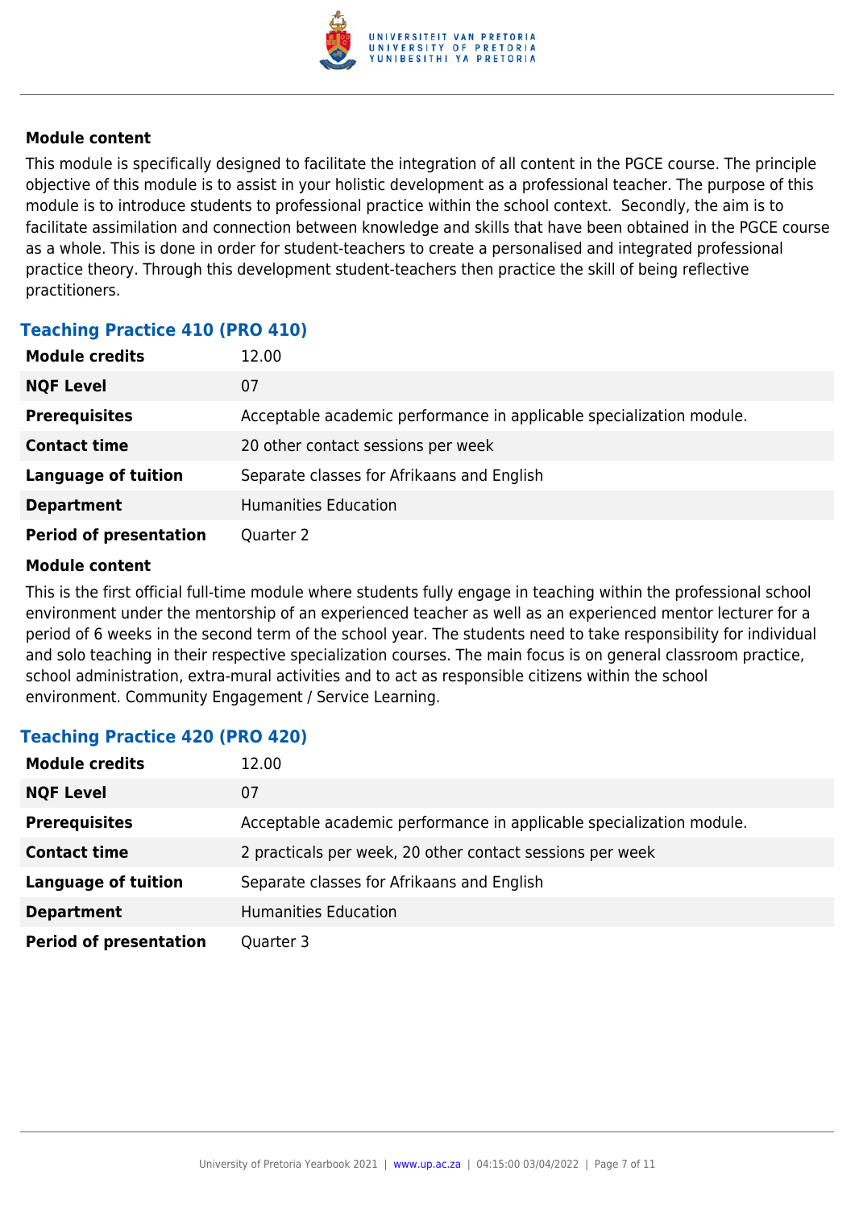**Module content**

This module is specifically designed to facilitate the integration of all content in the PGCE course. The principle objective of this module is to assist in your holistic development as a professional teacher. The purpose of this module is to introduce students to professional practice within the school context. Secondly, the aim is to facilitate assimilation and connection between knowledge and skills that have been obtained in the PGCE course as a whole. This is done in order for student-teachers to create a personalised and integrated professional practice theory. Through this development student-teachers then practice the skill of being reflective practitioners.

## Teaching Practice 410 (PRO 410)

| | |
|---|---|
| **Module credits** | 12.00 |
| **NQF Level** | 07 |
| **Prerequisites** | Acceptable academic performance in applicable specialization module. |
| **Contact time** | 20 other contact sessions per week |
| **Language of tuition** | Separate classes for Afrikaans and English |
| **Department** | Humanities Education |
| **Period of presentation** | Quarter 2 |

**Module content**

This is the first official full-time module where students fully engage in teaching within the professional school environment under the mentorship of an experienced teacher as well as an experienced mentor lecturer for a period of 6 weeks in the second term of the school year. The students need to take responsibility for individual and solo teaching in their respective specialization courses. The main focus is on general classroom practice, school administration, extra-mural activities and to act as responsible citizens within the school environment. Community Engagement / Service Learning.

## Teaching Practice 420 (PRO 420)

| | |
|---|---|
| **Module credits** | 12.00 |
| **NQF Level** | 07 |
| **Prerequisites** | Acceptable academic performance in applicable specialization module. |
| **Contact time** | 2 practicals per week, 20 other contact sessions per week |
| **Language of tuition** | Separate classes for Afrikaans and English |
| **Department** | Humanities Education |
| **Period of presentation** | Quarter 3 |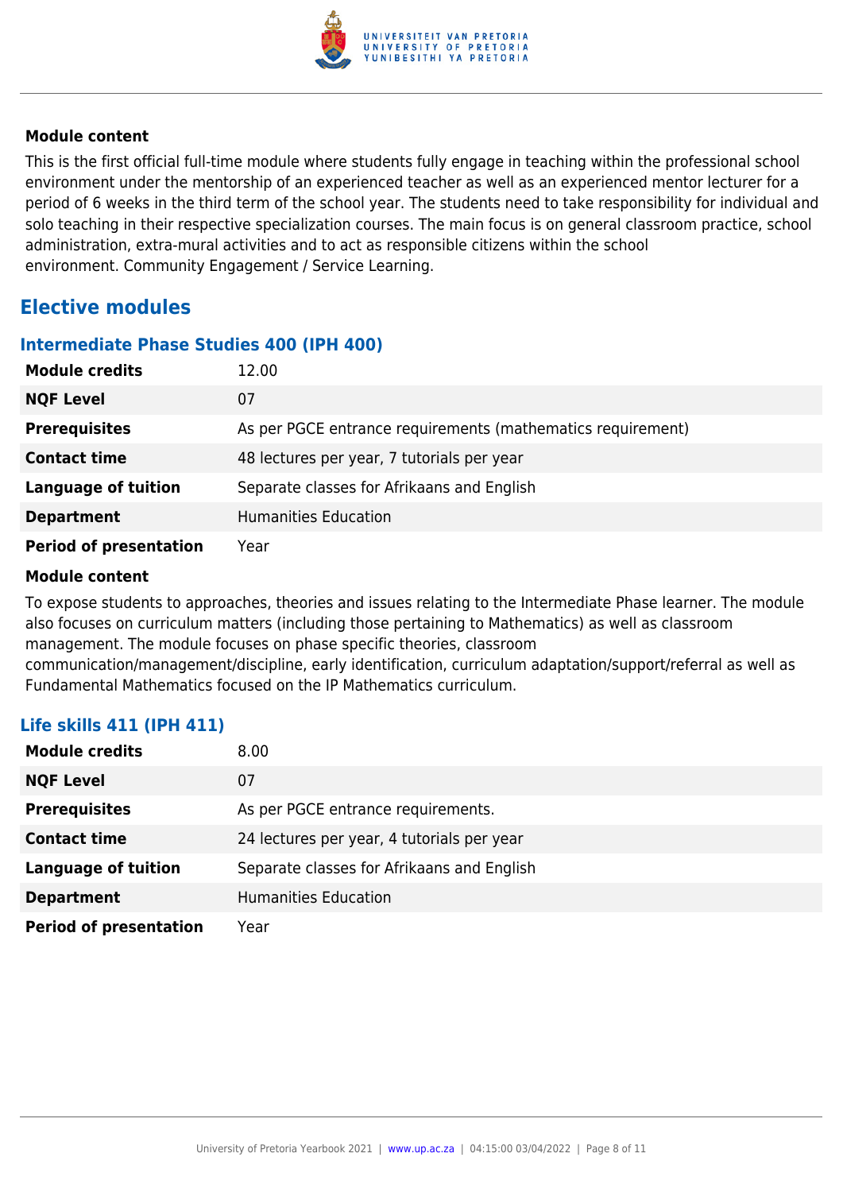#### Module content

This is the first official full-time module where students fully engage in teaching within the professional school environment under the mentorship of an experienced teacher as well as an experienced mentor lecturer for a period of 6 weeks in the third term of the school year. The students need to take responsibility for individual and solo teaching in their respective specialization courses. The main focus is on general classroom practice, school administration, extra-mural activities and to act as responsible citizens within the school environment. Community Engagement / Service Learning.

## Elective modules

### Intermediate Phase Studies 400 (IPH 400)

| | |
|---|---|
| **Module credits** | 12.00 |
| **NQF Level** | 07 |
| **Prerequisites** | As per PGCE entrance requirements (mathematics requirement) |
| **Contact time** | 48 lectures per year, 7 tutorials per year |
| **Language of tuition** | Separate classes for Afrikaans and English |
| **Department** | Humanities Education |
| **Period of presentation** | Year |

#### Module content

To expose students to approaches, theories and issues relating to the Intermediate Phase learner. The module also focuses on curriculum matters (including those pertaining to Mathematics) as well as classroom management. The module focuses on phase specific theories, classroom communication/management/discipline, early identification, curriculum adaptation/support/referral as well as Fundamental Mathematics focused on the IP Mathematics curriculum.

### Life skills 411 (IPH 411)

| | |
|---|---|
| **Module credits** | 8.00 |
| **NQF Level** | 07 |
| **Prerequisites** | As per PGCE entrance requirements. |
| **Contact time** | 24 lectures per year, 4 tutorials per year |
| **Language of tuition** | Separate classes for Afrikaans and English |
| **Department** | Humanities Education |
| **Period of presentation** | Year |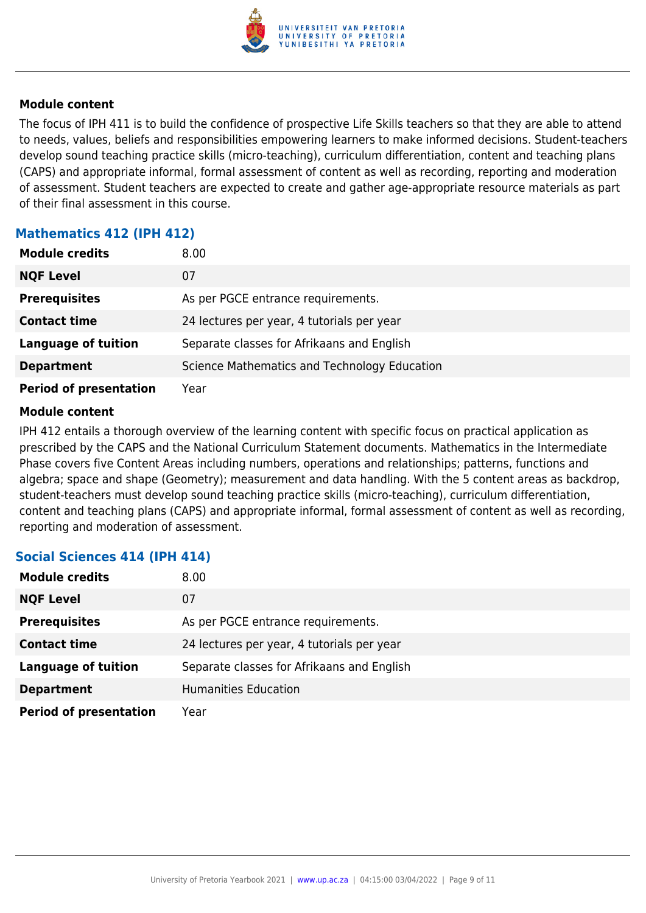#### Module content

The focus of IPH 411 is to build the confidence of prospective Life Skills teachers so that they are able to attend to needs, values, beliefs and responsibilities empowering learners to make informed decisions. Student-teachers develop sound teaching practice skills (micro-teaching), curriculum differentiation, content and teaching plans (CAPS) and appropriate informal, formal assessment of content as well as recording, reporting and moderation of assessment. Student teachers are expected to create and gather age-appropriate resource materials as part of their final assessment in this course.

### Mathematics 412 (IPH 412)

| | |
|---|---|
| **Module credits** | 8.00 |
| **NQF Level** | 07 |
| **Prerequisites** | As per PGCE entrance requirements. |
| **Contact time** | 24 lectures per year, 4 tutorials per year |
| **Language of tuition** | Separate classes for Afrikaans and English |
| **Department** | Science Mathematics and Technology Education |
| **Period of presentation** | Year |

#### Module content

IPH 412 entails a thorough overview of the learning content with specific focus on practical application as prescribed by the CAPS and the National Curriculum Statement documents. Mathematics in the Intermediate Phase covers five Content Areas including numbers, operations and relationships; patterns, functions and algebra; space and shape (Geometry); measurement and data handling. With the 5 content areas as backdrop, student-teachers must develop sound teaching practice skills (micro-teaching), curriculum differentiation, content and teaching plans (CAPS) and appropriate informal, formal assessment of content as well as recording, reporting and moderation of assessment.

### Social Sciences 414 (IPH 414)

| | |
|---|---|
| **Module credits** | 8.00 |
| **NQF Level** | 07 |
| **Prerequisites** | As per PGCE entrance requirements. |
| **Contact time** | 24 lectures per year, 4 tutorials per year |
| **Language of tuition** | Separate classes for Afrikaans and English |
| **Department** | Humanities Education |
| **Period of presentation** | Year |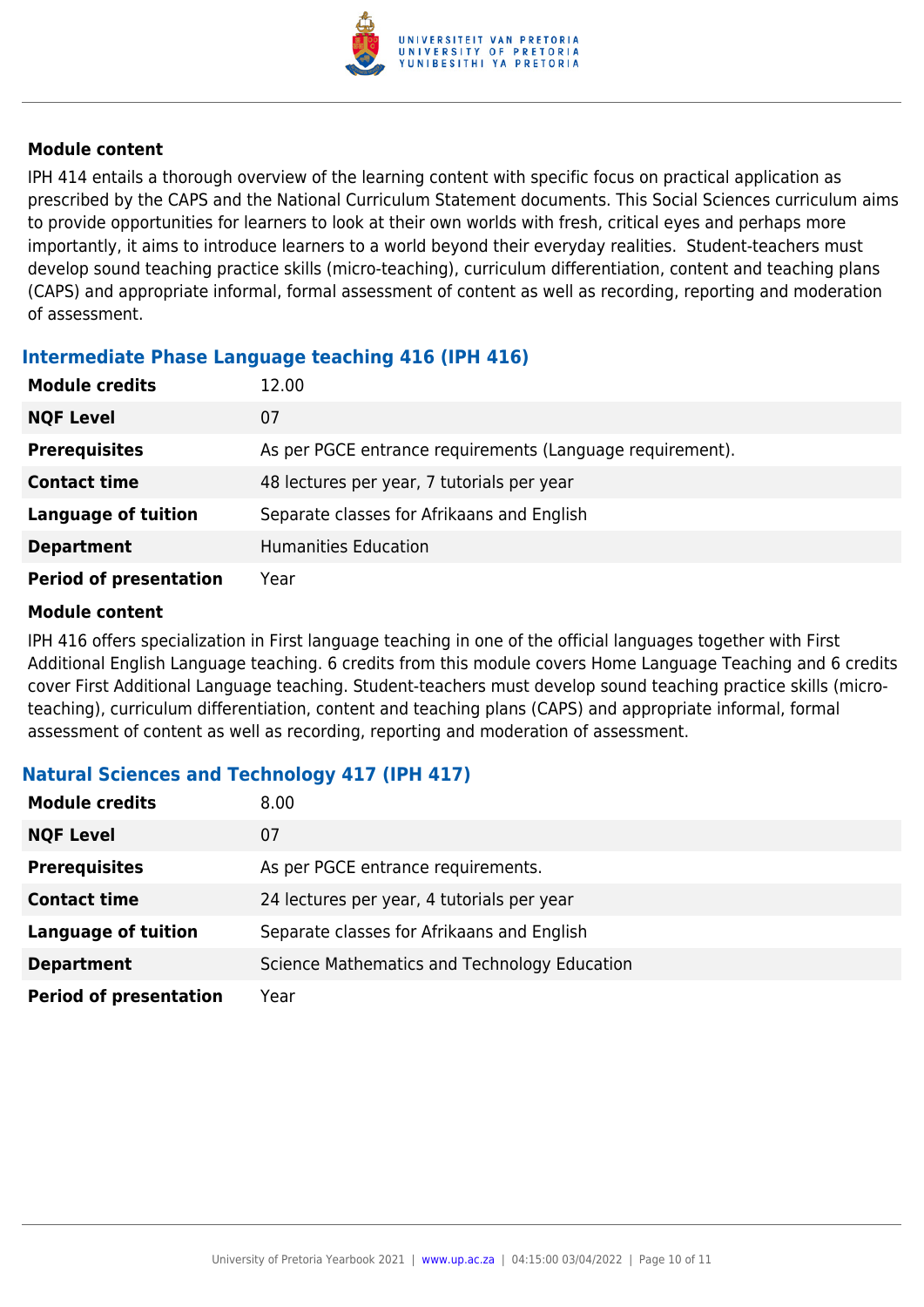#### Module content

IPH 414 entails a thorough overview of the learning content with specific focus on practical application as prescribed by the CAPS and the National Curriculum Statement documents. This Social Sciences curriculum aims to provide opportunities for learners to look at their own worlds with fresh, critical eyes and perhaps more importantly, it aims to introduce learners to a world beyond their everyday realities. Student-teachers must develop sound teaching practice skills (micro-teaching), curriculum differentiation, content and teaching plans (CAPS) and appropriate informal, formal assessment of content as well as recording, reporting and moderation of assessment.

### Intermediate Phase Language teaching 416 (IPH 416)

| | |
|---|---|
| **Module credits** | 12.00 |
| **NQF Level** | 07 |
| **Prerequisites** | As per PGCE entrance requirements (Language requirement). |
| **Contact time** | 48 lectures per year, 7 tutorials per year |
| **Language of tuition** | Separate classes for Afrikaans and English |
| **Department** | Humanities Education |
| **Period of presentation** | Year |

#### Module content

IPH 416 offers specialization in First language teaching in one of the official languages together with First Additional English Language teaching. 6 credits from this module covers Home Language Teaching and 6 credits cover First Additional Language teaching. Student-teachers must develop sound teaching practice skills (micro-teaching), curriculum differentiation, content and teaching plans (CAPS) and appropriate informal, formal assessment of content as well as recording, reporting and moderation of assessment.

### Natural Sciences and Technology 417 (IPH 417)

| | |
|---|---|
| **Module credits** | 8.00 |
| **NQF Level** | 07 |
| **Prerequisites** | As per PGCE entrance requirements. |
| **Contact time** | 24 lectures per year, 4 tutorials per year |
| **Language of tuition** | Separate classes for Afrikaans and English |
| **Department** | Science Mathematics and Technology Education |
| **Period of presentation** | Year |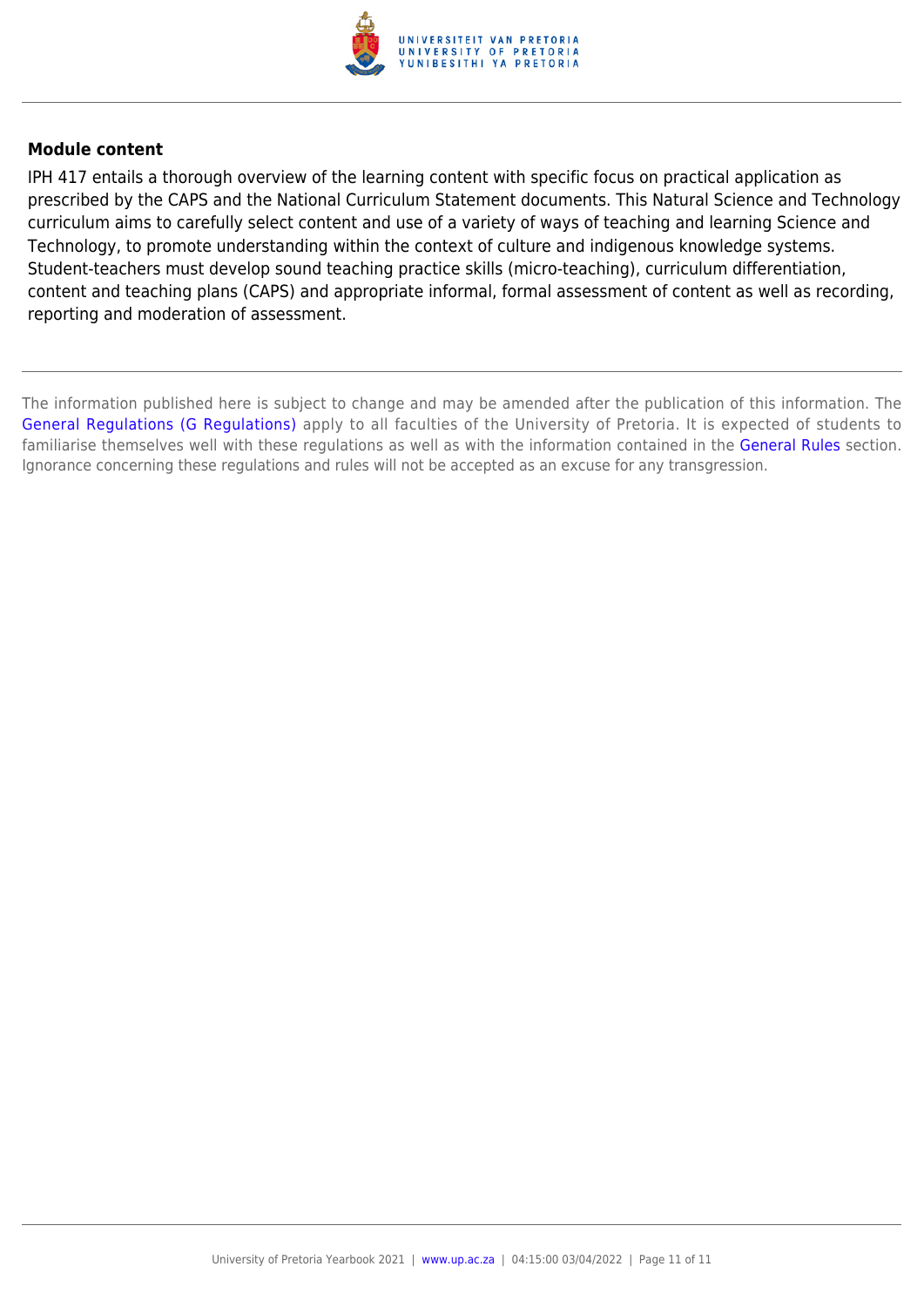**Module content**

IPH 417 entails a thorough overview of the learning content with specific focus on practical application as prescribed by the CAPS and the National Curriculum Statement documents. This Natural Science and Technology curriculum aims to carefully select content and use of a variety of ways of teaching and learning Science and Technology, to promote understanding within the context of culture and indigenous knowledge systems. Student-teachers must develop sound teaching practice skills (micro-teaching), curriculum differentiation, content and teaching plans (CAPS) and appropriate informal, formal assessment of content as well as recording, reporting and moderation of assessment.

The information published here is subject to change and may be amended after the publication of this information. The General Regulations (G Regulations) apply to all faculties of the University of Pretoria. It is expected of students to familiarise themselves well with these regulations as well as with the information contained in the General Rules section. Ignorance concerning these regulations and rules will not be accepted as an excuse for any transgression.